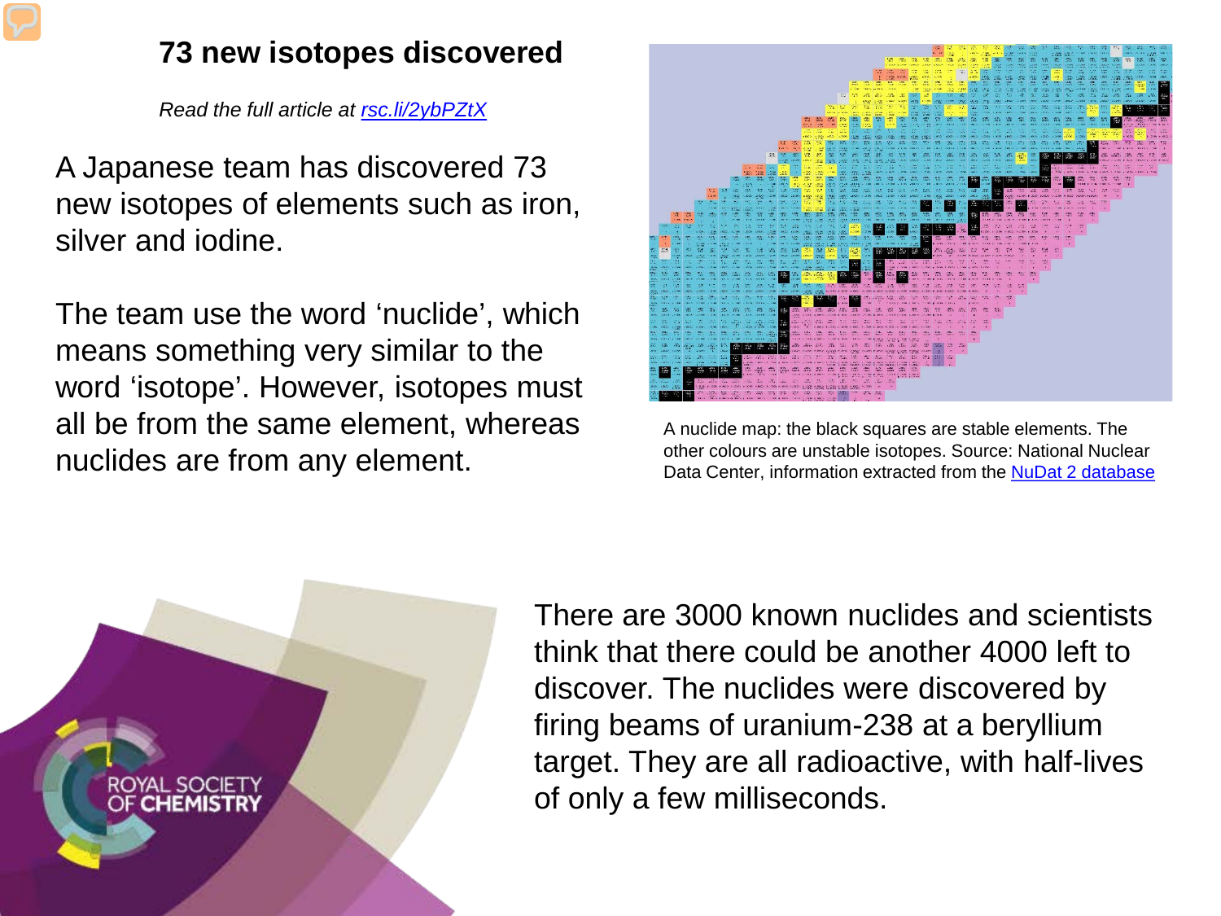# 73 new isotopes discovered

*Read the full article at rsc.li/2ybPZtX*

A Japanese team has discovered 73 new isotopes of elements such as iron, silver and iodine.

The team use the word ‘nuclide’, which means something very similar to the word ‘isotope’. However, isotopes must all be from the same element, whereas nuclides are from any element.

A nuclide map: the black squares are stable elements. The other colours are unstable isotopes. Source: National Nuclear Data Center, information extracted from the NuDat 2 database

There are 3000 known nuclides and scientists think that there could be another 4000 left to discover. The nuclides were discovered by firing beams of uranium-238 at a beryllium target. They are all radioactive, with half-lives of only a few milliseconds.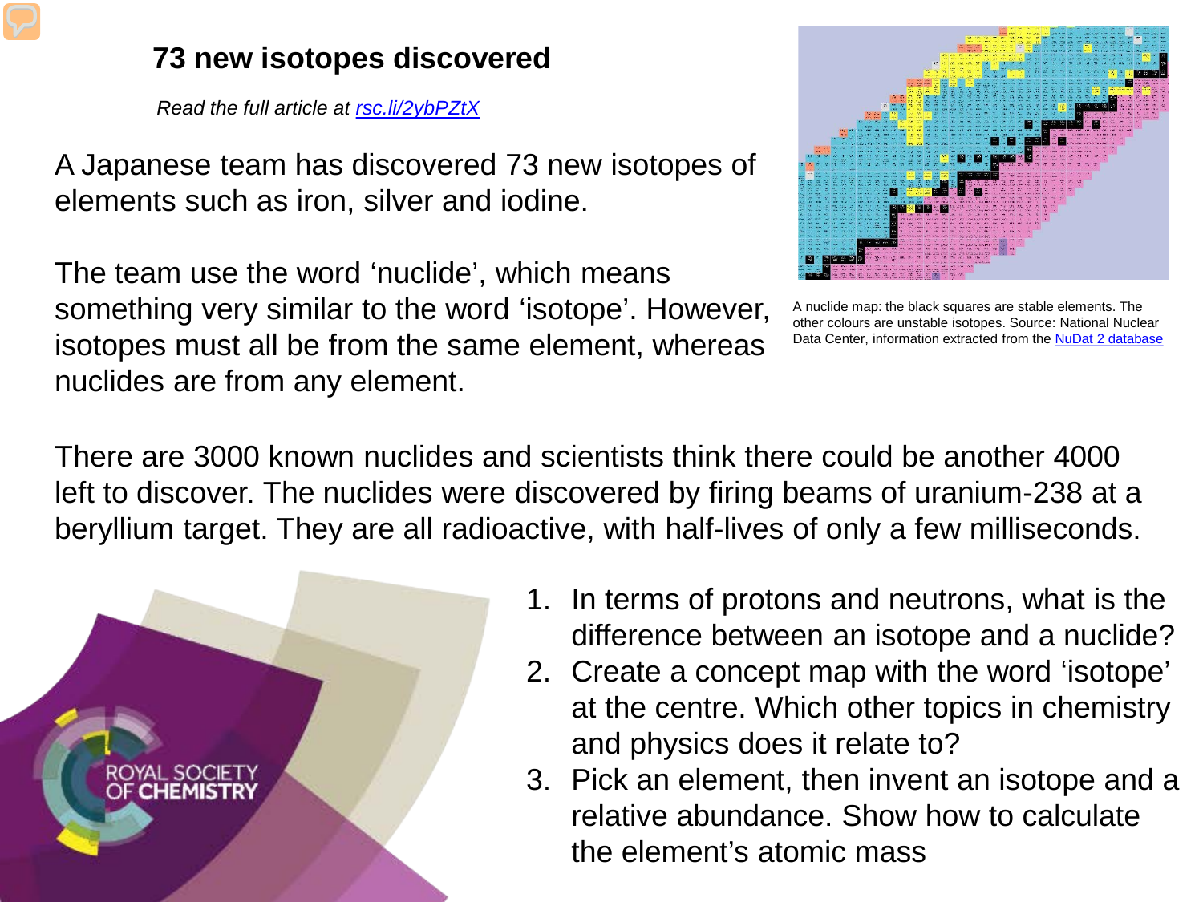# 73 new isotopes discovered

*Read the full article at [rsc.li/2ybPZtX](rsc.li/2ybPZtX)*

A Japanese team has discovered 73 new isotopes of elements such as iron, silver and iodine.

The team use the word 'nuclide', which means something very similar to the word 'isotope'. However, isotopes must all be from the same element, whereas nuclides are from any element.

A nuclide map: the black squares are stable elements. The other colours are unstable isotopes. Source: National Nuclear Data Center, information extracted from the NuDat 2 database

There are 3000 known nuclides and scientists think there could be another 4000 left to discover. The nuclides were discovered by firing beams of uranium-238 at a beryllium target. They are all radioactive, with half-lives of only a few milliseconds.

1. In terms of protons and neutrons, what is the difference between an isotope and a nuclide?
2. Create a concept map with the word 'isotope' at the centre. Which other topics in chemistry and physics does it relate to?
3. Pick an element, then invent an isotope and a relative abundance. Show how to calculate the element's atomic mass